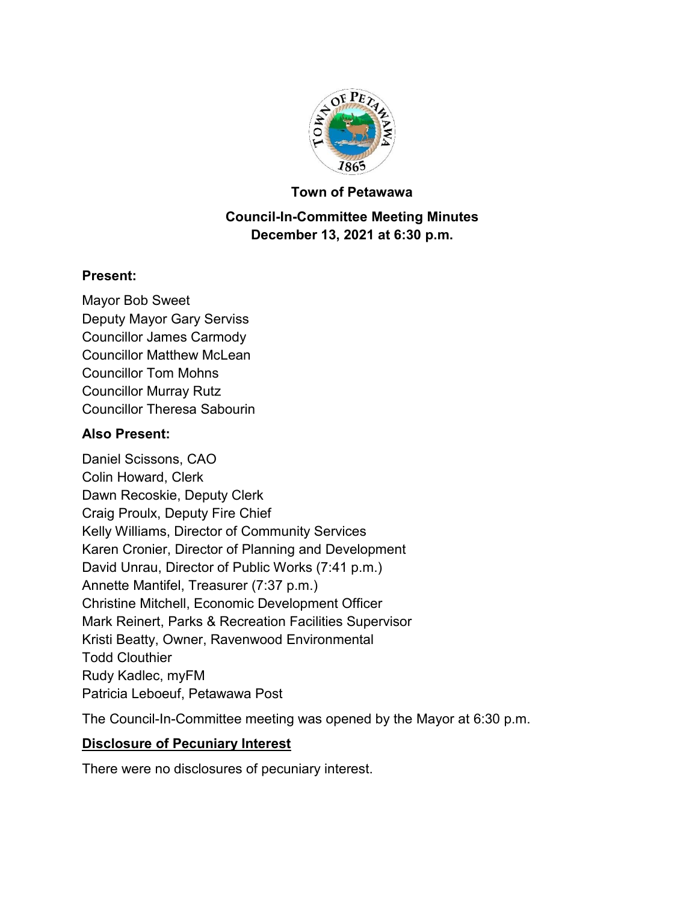**Town of Petawawa**

**Council-In-Committee Meeting Minutes**
**December 13, 2021 at 6:30 p.m.**

## Present:

Mayor Bob Sweet
Deputy Mayor Gary Serviss
Councillor James Carmody
Councillor Matthew McLean
Councillor Tom Mohns
Councillor Murray Rutz
Councillor Theresa Sabourin

## Also Present:

Daniel Scissons, CAO
Colin Howard, Clerk
Dawn Recoskie, Deputy Clerk
Craig Proulx, Deputy Fire Chief
Kelly Williams, Director of Community Services
Karen Cronier, Director of Planning and Development
David Unrau, Director of Public Works (7:41 p.m.)
Annette Mantifel, Treasurer (7:37 p.m.)
Christine Mitchell, Economic Development Officer
Mark Reinert, Parks & Recreation Facilities Supervisor
Kristi Beatty, Owner, Ravenwood Environmental
Todd Clouthier
Rudy Kadlec, myFM
Patricia Leboeuf, Petawawa Post

The Council-In-Committee meeting was opened by the Mayor at 6:30 p.m.

## Disclosure of Pecuniary Interest

There were no disclosures of pecuniary interest.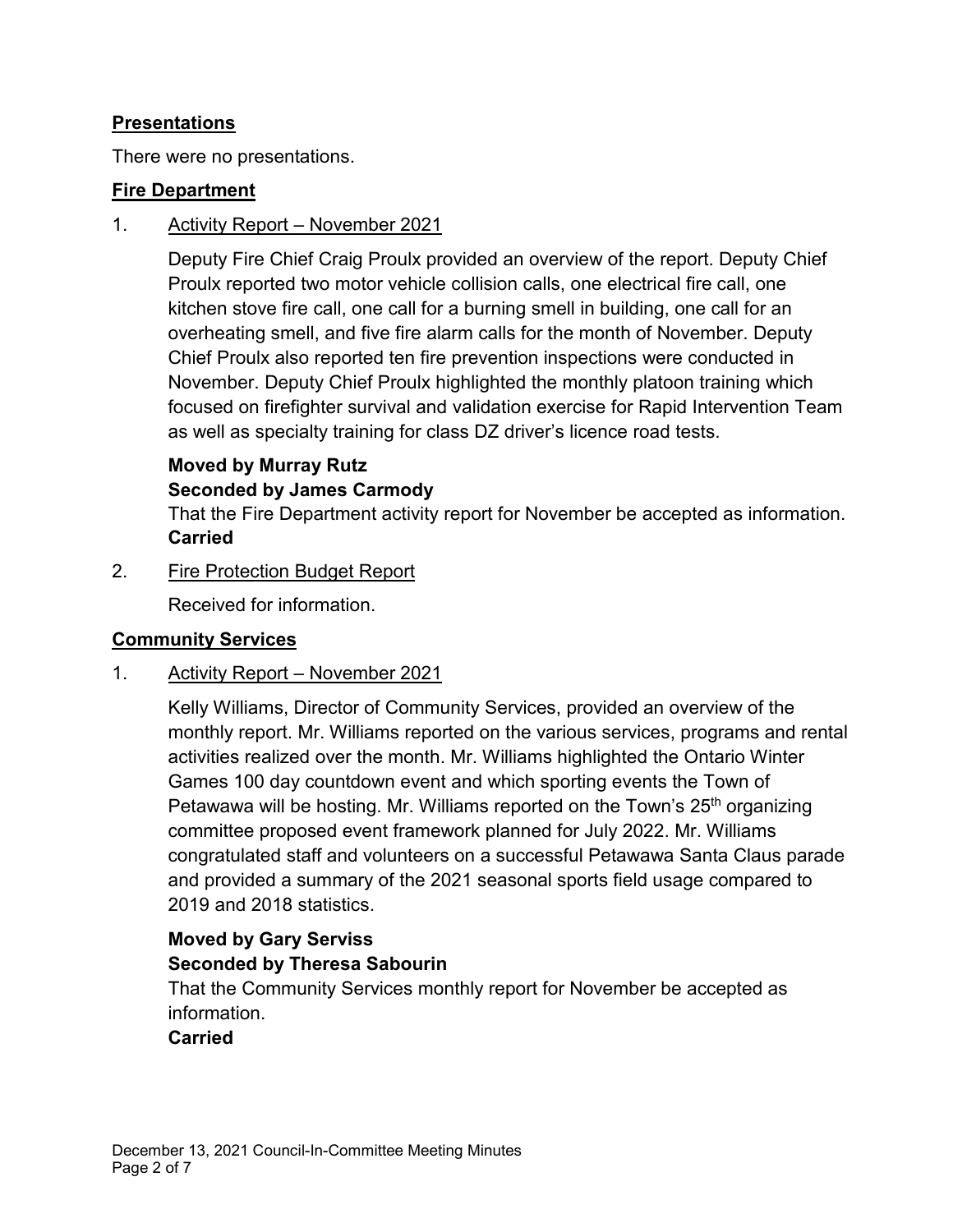## Presentations

There were no presentations.

## Fire Department

1. Activity Report – November 2021

   Deputy Fire Chief Craig Proulx provided an overview of the report. Deputy Chief Proulx reported two motor vehicle collision calls, one electrical fire call, one kitchen stove fire call, one call for a burning smell in building, one call for an overheating smell, and five fire alarm calls for the month of November. Deputy Chief Proulx also reported ten fire prevention inspections were conducted in November. Deputy Chief Proulx highlighted the monthly platoon training which focused on firefighter survival and validation exercise for Rapid Intervention Team as well as specialty training for class DZ driver's licence road tests.

   **Moved by Murray Rutz**
   **Seconded by James Carmody**
   That the Fire Department activity report for November be accepted as information.
   **Carried**

2. Fire Protection Budget Report

   Received for information.

## Community Services

1. Activity Report – November 2021

   Kelly Williams, Director of Community Services, provided an overview of the monthly report. Mr. Williams reported on the various services, programs and rental activities realized over the month. Mr. Williams highlighted the Ontario Winter Games 100 day countdown event and which sporting events the Town of Petawawa will be hosting. Mr. Williams reported on the Town's 25th organizing committee proposed event framework planned for July 2022. Mr. Williams congratulated staff and volunteers on a successful Petawawa Santa Claus parade and provided a summary of the 2021 seasonal sports field usage compared to 2019 and 2018 statistics.

   **Moved by Gary Serviss**
   **Seconded by Theresa Sabourin**
   That the Community Services monthly report for November be accepted as information.
   **Carried**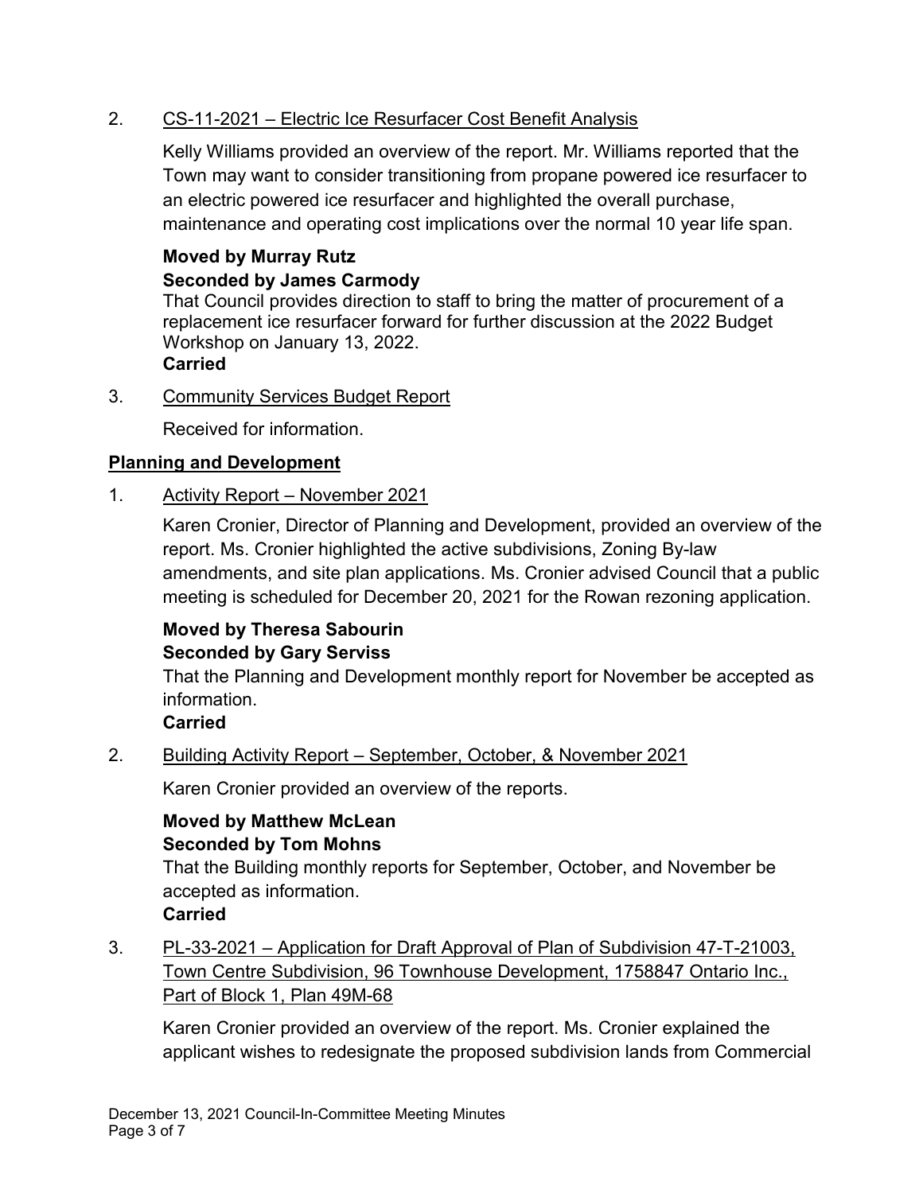2. CS-11-2021 – Electric Ice Resurfacer Cost Benefit Analysis

   Kelly Williams provided an overview of the report. Mr. Williams reported that the Town may want to consider transitioning from propane powered ice resurfacer to an electric powered ice resurfacer and highlighted the overall purchase, maintenance and operating cost implications over the normal 10 year life span.

   **Moved by Murray Rutz**
   **Seconded by James Carmody**
   That Council provides direction to staff to bring the matter of procurement of a replacement ice resurfacer forward for further discussion at the 2022 Budget Workshop on January 13, 2022.
   **Carried**

3. Community Services Budget Report

   Received for information.

## Planning and Development

1. Activity Report – November 2021

   Karen Cronier, Director of Planning and Development, provided an overview of the report. Ms. Cronier highlighted the active subdivisions, Zoning By-law amendments, and site plan applications. Ms. Cronier advised Council that a public meeting is scheduled for December 20, 2021 for the Rowan rezoning application.

   **Moved by Theresa Sabourin**
   **Seconded by Gary Serviss**
   That the Planning and Development monthly report for November be accepted as information.
   **Carried**

2. Building Activity Report – September, October, & November 2021

   Karen Cronier provided an overview of the reports.

   **Moved by Matthew McLean**
   **Seconded by Tom Mohns**
   That the Building monthly reports for September, October, and November be accepted as information.
   **Carried**

3. PL-33-2021 – Application for Draft Approval of Plan of Subdivision 47-T-21003, Town Centre Subdivision, 96 Townhouse Development, 1758847 Ontario Inc., Part of Block 1, Plan 49M-68

   Karen Cronier provided an overview of the report. Ms. Cronier explained the applicant wishes to redesignate the proposed subdivision lands from Commercial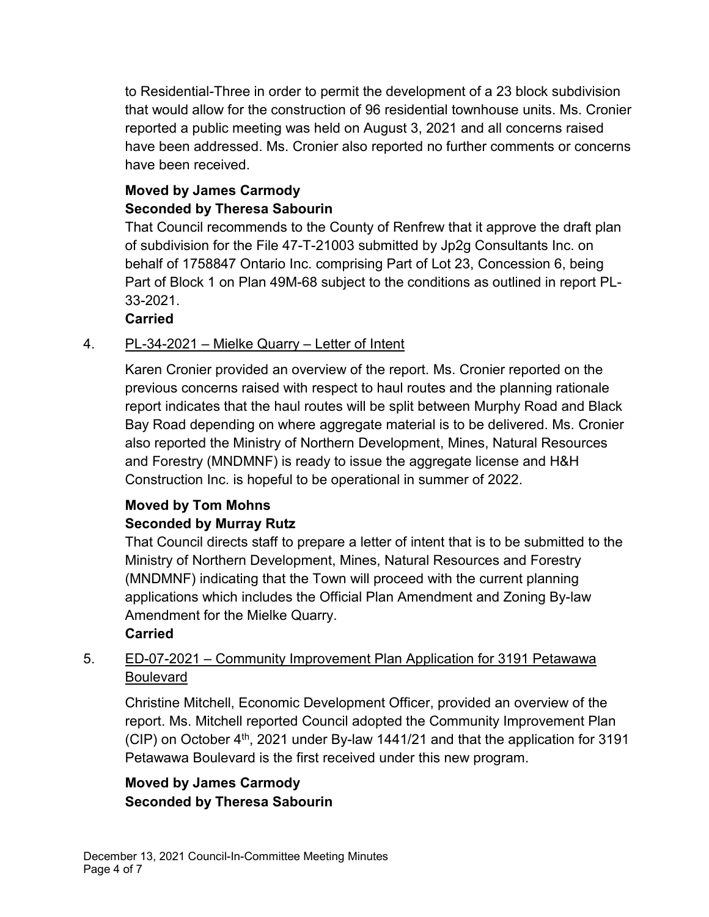to Residential-Three in order to permit the development of a 23 block subdivision that would allow for the construction of 96 residential townhouse units. Ms. Cronier reported a public meeting was held on August 3, 2021 and all concerns raised have been addressed. Ms. Cronier also reported no further comments or concerns have been received.

**Moved by James Carmody**
**Seconded by Theresa Sabourin**

That Council recommends to the County of Renfrew that it approve the draft plan of subdivision for the File 47-T-21003 submitted by Jp2g Consultants Inc. on behalf of 1758847 Ontario Inc. comprising Part of Lot 23, Concession 6, being Part of Block 1 on Plan 49M-68 subject to the conditions as outlined in report PL-33-2021.

**Carried**

4. PL-34-2021 – Mielke Quarry – Letter of Intent

Karen Cronier provided an overview of the report. Ms. Cronier reported on the previous concerns raised with respect to haul routes and the planning rationale report indicates that the haul routes will be split between Murphy Road and Black Bay Road depending on where aggregate material is to be delivered. Ms. Cronier also reported the Ministry of Northern Development, Mines, Natural Resources and Forestry (MNDMNF) is ready to issue the aggregate license and H&H Construction Inc. is hopeful to be operational in summer of 2022.

**Moved by Tom Mohns**
**Seconded by Murray Rutz**

That Council directs staff to prepare a letter of intent that is to be submitted to the Ministry of Northern Development, Mines, Natural Resources and Forestry (MNDMNF) indicating that the Town will proceed with the current planning applications which includes the Official Plan Amendment and Zoning By-law Amendment for the Mielke Quarry.

**Carried**

5. ED-07-2021 – Community Improvement Plan Application for 3191 Petawawa Boulevard

Christine Mitchell, Economic Development Officer, provided an overview of the report. Ms. Mitchell reported Council adopted the Community Improvement Plan (CIP) on October 4th, 2021 under By-law 1441/21 and that the application for 3191 Petawawa Boulevard is the first received under this new program.

**Moved by James Carmody**
**Seconded by Theresa Sabourin**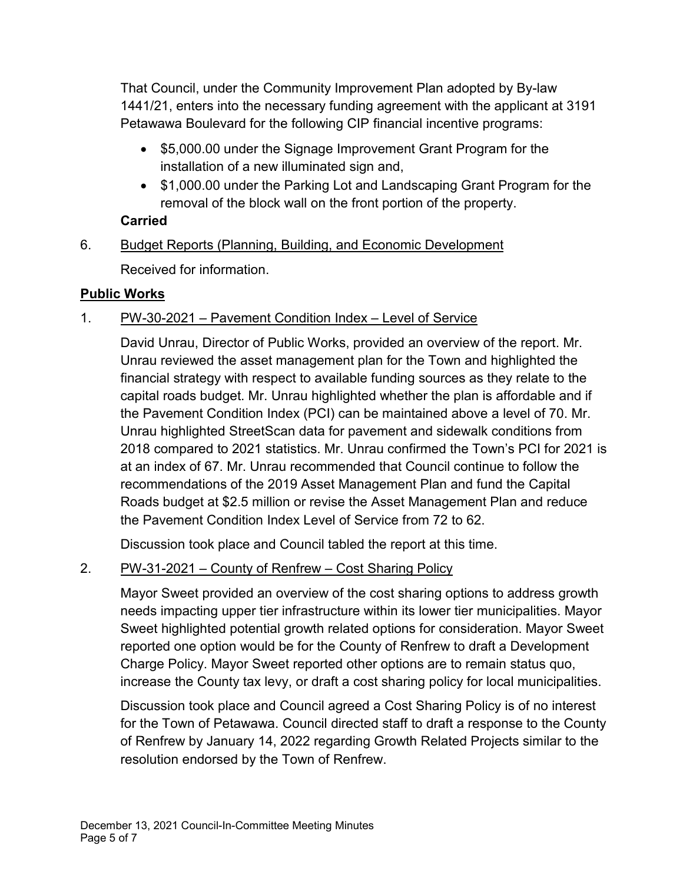That Council, under the Community Improvement Plan adopted by By-law 1441/21, enters into the necessary funding agreement with the applicant at 3191 Petawawa Boulevard for the following CIP financial incentive programs:

- $5,000.00 under the Signage Improvement Grant Program for the installation of a new illuminated sign and,
- $1,000.00 under the Parking Lot and Landscaping Grant Program for the removal of the block wall on the front portion of the property.

**Carried**

6. Budget Reports (Planning, Building, and Economic Development

   Received for information.

## Public Works

1. PW-30-2021 – Pavement Condition Index – Level of Service

   David Unrau, Director of Public Works, provided an overview of the report. Mr. Unrau reviewed the asset management plan for the Town and highlighted the financial strategy with respect to available funding sources as they relate to the capital roads budget. Mr. Unrau highlighted whether the plan is affordable and if the Pavement Condition Index (PCI) can be maintained above a level of 70. Mr. Unrau highlighted StreetScan data for pavement and sidewalk conditions from 2018 compared to 2021 statistics. Mr. Unrau confirmed the Town's PCI for 2021 is at an index of 67. Mr. Unrau recommended that Council continue to follow the recommendations of the 2019 Asset Management Plan and fund the Capital Roads budget at $2.5 million or revise the Asset Management Plan and reduce the Pavement Condition Index Level of Service from 72 to 62.

   Discussion took place and Council tabled the report at this time.

2. PW-31-2021 – County of Renfrew – Cost Sharing Policy

   Mayor Sweet provided an overview of the cost sharing options to address growth needs impacting upper tier infrastructure within its lower tier municipalities. Mayor Sweet highlighted potential growth related options for consideration. Mayor Sweet reported one option would be for the County of Renfrew to draft a Development Charge Policy. Mayor Sweet reported other options are to remain status quo, increase the County tax levy, or draft a cost sharing policy for local municipalities.

   Discussion took place and Council agreed a Cost Sharing Policy is of no interest for the Town of Petawawa. Council directed staff to draft a response to the County of Renfrew by January 14, 2022 regarding Growth Related Projects similar to the resolution endorsed by the Town of Renfrew.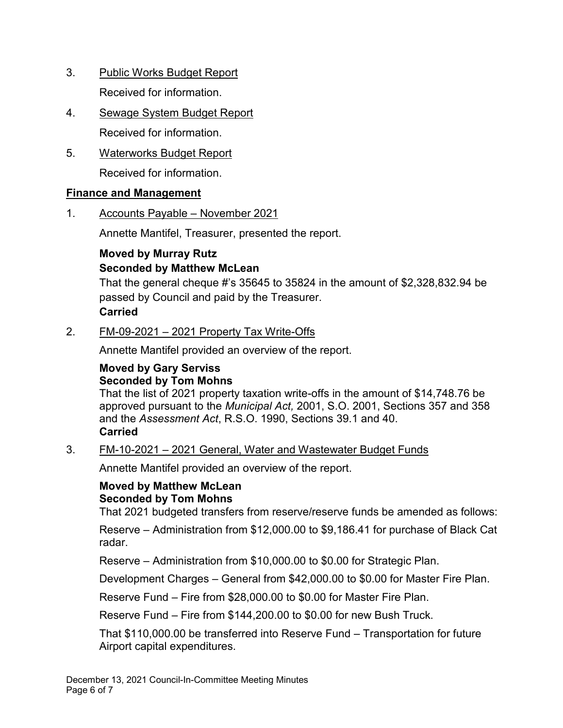3. Public Works Budget Report

   Received for information.

4. Sewage System Budget Report

   Received for information.

5. Waterworks Budget Report

   Received for information.

**Finance and Management**

1. Accounts Payable – November 2021

   Annette Mantifel, Treasurer, presented the report.

   **Moved by Murray Rutz**
   **Seconded by Matthew McLean**
   That the general cheque #'s 35645 to 35824 in the amount of $2,328,832.94 be passed by Council and paid by the Treasurer.
   **Carried**

2. FM-09-2021 – 2021 Property Tax Write-Offs

   Annette Mantifel provided an overview of the report.

   **Moved by Gary Serviss**
   **Seconded by Tom Mohns**
   That the list of 2021 property taxation write-offs in the amount of $14,748.76 be approved pursuant to the *Municipal Act,* 2001, S.O. 2001, Sections 357 and 358 and the *Assessment Act*, R.S.O. 1990, Sections 39.1 and 40.
   **Carried**

3. FM-10-2021 – 2021 General, Water and Wastewater Budget Funds

   Annette Mantifel provided an overview of the report.

   **Moved by Matthew McLean**
   **Seconded by Tom Mohns**
   That 2021 budgeted transfers from reserve/reserve funds be amended as follows:

   Reserve – Administration from $12,000.00 to $9,186.41 for purchase of Black Cat radar.

   Reserve – Administration from $10,000.00 to $0.00 for Strategic Plan.

   Development Charges – General from $42,000.00 to $0.00 for Master Fire Plan.

   Reserve Fund – Fire from $28,000.00 to $0.00 for Master Fire Plan.

   Reserve Fund – Fire from $144,200.00 to $0.00 for new Bush Truck.

   That $110,000.00 be transferred into Reserve Fund – Transportation for future Airport capital expenditures.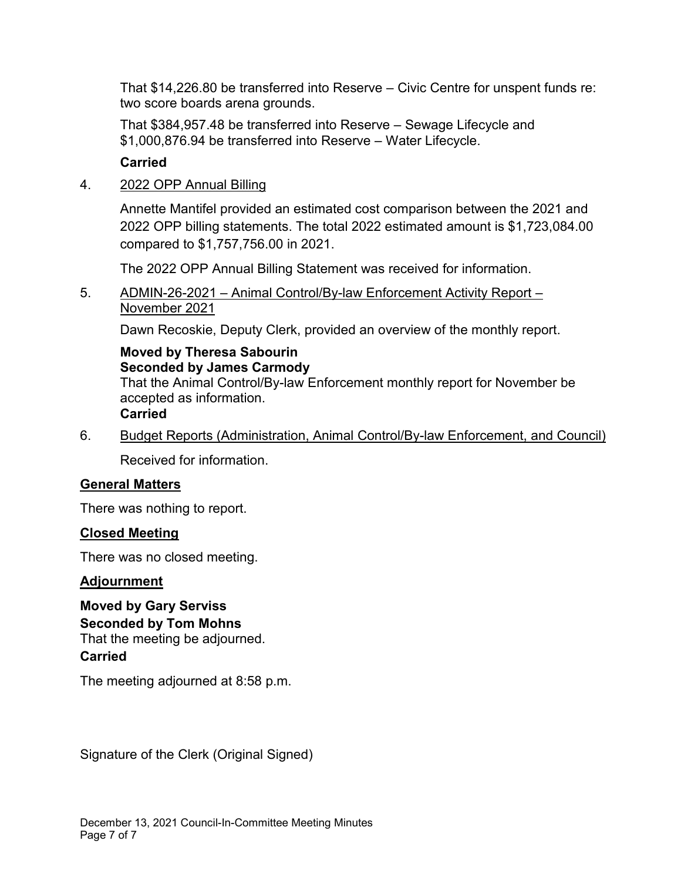That $14,226.80 be transferred into Reserve – Civic Centre for unspent funds re: two score boards arena grounds.

That $384,957.48 be transferred into Reserve – Sewage Lifecycle and $1,000,876.94 be transferred into Reserve – Water Lifecycle.

**Carried**

4. 2022 OPP Annual Billing

Annette Mantifel provided an estimated cost comparison between the 2021 and 2022 OPP billing statements. The total 2022 estimated amount is $1,723,084.00 compared to $1,757,756.00 in 2021.

The 2022 OPP Annual Billing Statement was received for information.

5. ADMIN-26-2021 – Animal Control/By-law Enforcement Activity Report – November 2021

Dawn Recoskie, Deputy Clerk, provided an overview of the monthly report.

**Moved by Theresa Sabourin**
**Seconded by James Carmody**
That the Animal Control/By-law Enforcement monthly report for November be accepted as information.
**Carried**

6. Budget Reports (Administration, Animal Control/By-law Enforcement, and Council)

Received for information.

## General Matters

There was nothing to report.

## Closed Meeting

There was no closed meeting.

## Adjournment

**Moved by Gary Serviss**
**Seconded by Tom Mohns**
That the meeting be adjourned.
**Carried**

The meeting adjourned at 8:58 p.m.

Signature of the Clerk (Original Signed)